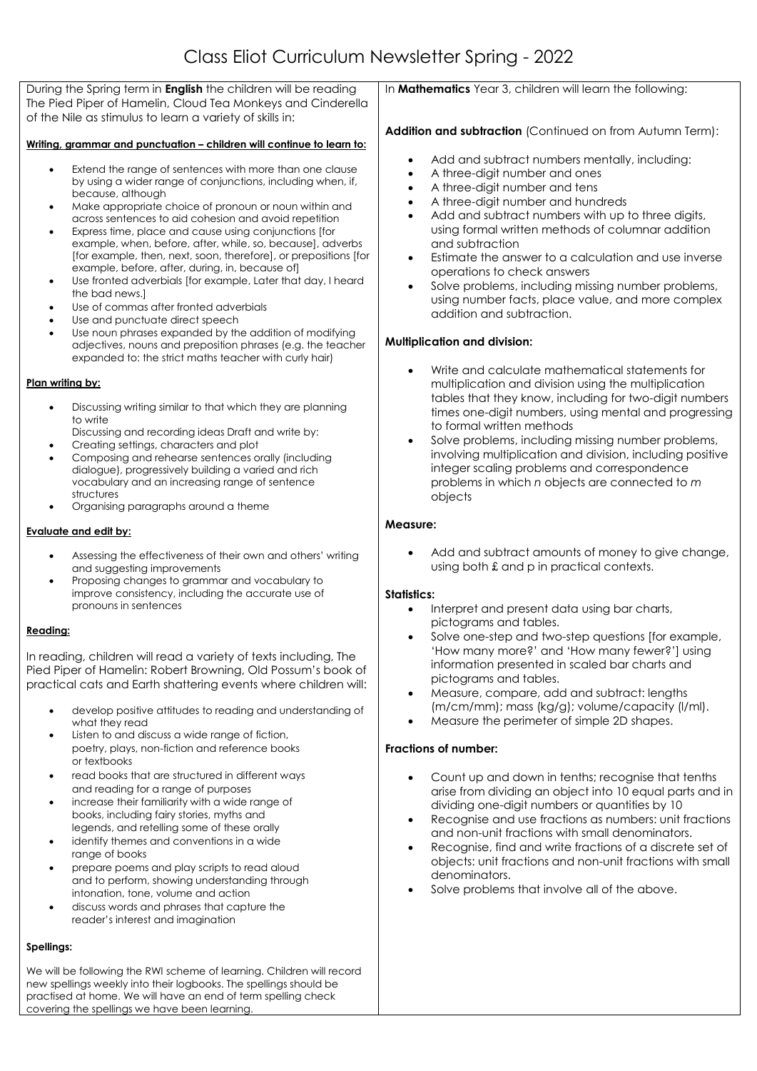# Class Eliot Curriculum Newsletter Spring - 2022

During the Spring term in **English** the children will be reading The Pied Piper of Hamelin, Cloud Tea Monkeys and Cinderella of the Nile as stimulus to learn a variety of skills in:

**Writing, grammar and punctuation – children will continue to learn to:**

- Extend the range of sentences with more than one clause by using a wider range of conjunctions, including when, if, because, although
- Make appropriate choice of pronoun or noun within and across sentences to aid cohesion and avoid repetition
- Express time, place and cause using conjunctions [for example, when, before, after, while, so, because], adverbs [for example, then, next, soon, therefore], or prepositions [for example, before, after, during, in, because of]
- Use fronted adverbials [for example, Later that day, I heard the bad news.]
- Use of commas after fronted adverbials
- Use and punctuate direct speech
- Use noun phrases expanded by the addition of modifying adjectives, nouns and preposition phrases (e.g. the teacher expanded to: the strict maths teacher with curly hair)

**Plan writing by:**

- Discussing writing similar to that which they are planning to write
  Discussing and recording ideas Draft and write by:
- Creating settings, characters and plot
- Composing and rehearse sentences orally (including dialogue), progressively building a varied and rich vocabulary and an increasing range of sentence structures
- Organising paragraphs around a theme

**Evaluate and edit by:**

- Assessing the effectiveness of their own and others' writing and suggesting improvements
- Proposing changes to grammar and vocabulary to improve consistency, including the accurate use of pronouns in sentences

**Reading:**

In reading, children will read a variety of texts including, The Pied Piper of Hamelin: Robert Browning, Old Possum's book of practical cats and Earth shattering events where children will:

- develop positive attitudes to reading and understanding of what they read
- Listen to and discuss a wide range of fiction, poetry, plays, non-fiction and reference books or textbooks
- read books that are structured in different ways and reading for a range of purposes
- increase their familiarity with a wide range of books, including fairy stories, myths and legends, and retelling some of these orally
- identify themes and conventions in a wide range of books
- prepare poems and play scripts to read aloud and to perform, showing understanding through intonation, tone, volume and action
- discuss words and phrases that capture the reader's interest and imagination

**Spellings:**

We will be following the RWI scheme of learning. Children will record new spellings weekly into their logbooks. The spellings should be practised at home. We will have an end of term spelling check covering the spellings we have been learning.

In **Mathematics** Year 3, children will learn the following:

**Addition and subtraction** (Continued on from Autumn Term):

- Add and subtract numbers mentally, including:
- A three-digit number and ones
- A three-digit number and tens
- A three-digit number and hundreds
- Add and subtract numbers with up to three digits, using formal written methods of columnar addition and subtraction
- Estimate the answer to a calculation and use inverse operations to check answers
- Solve problems, including missing number problems, using number facts, place value, and more complex addition and subtraction.

**Multiplication and division:**

- Write and calculate mathematical statements for multiplication and division using the multiplication tables that they know, including for two-digit numbers times one-digit numbers, using mental and progressing to formal written methods
- Solve problems, including missing number problems, involving multiplication and division, including positive integer scaling problems and correspondence problems in which *n* objects are connected to *m* objects

**Measure:**

- Add and subtract amounts of money to give change, using both £ and p in practical contexts.

**Statistics:**

- Interpret and present data using bar charts, pictograms and tables.
- Solve one-step and two-step questions [for example, 'How many more?' and 'How many fewer?'] using information presented in scaled bar charts and pictograms and tables.
- Measure, compare, add and subtract: lengths (m/cm/mm); mass (kg/g); volume/capacity (l/ml).
- Measure the perimeter of simple 2D shapes.

**Fractions of number:**

- Count up and down in tenths; recognise that tenths arise from dividing an object into 10 equal parts and in dividing one-digit numbers or quantities by 10
- Recognise and use fractions as numbers: unit fractions and non-unit fractions with small denominators.
- Recognise, find and write fractions of a discrete set of objects: unit fractions and non-unit fractions with small denominators.
- Solve problems that involve all of the above.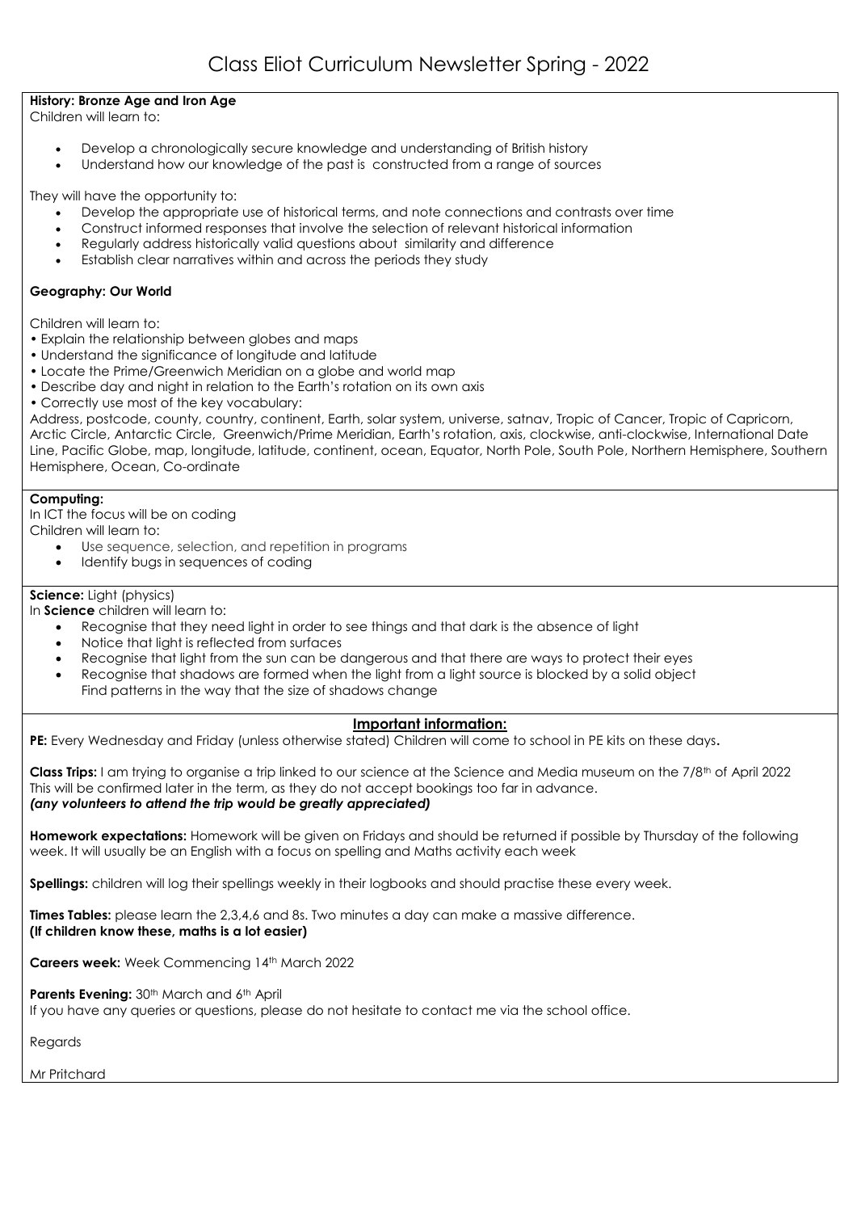# Class Eliot Curriculum Newsletter Spring - 2022

**History: Bronze Age and Iron Age**

Children will learn to:

- Develop a chronologically secure knowledge and understanding of British history
- Understand how our knowledge of the past is constructed from a range of sources

They will have the opportunity to:

- Develop the appropriate use of historical terms, and note connections and contrasts over time
- Construct informed responses that involve the selection of relevant historical information
- Regularly address historically valid questions about similarity and difference
- Establish clear narratives within and across the periods they study

**Geography: Our World**

Children will learn to:

- Explain the relationship between globes and maps
- Understand the significance of longitude and latitude
- Locate the Prime/Greenwich Meridian on a globe and world map
- Describe day and night in relation to the Earth's rotation on its own axis
- Correctly use most of the key vocabulary:

Address, postcode, county, country, continent, Earth, solar system, universe, satnav, Tropic of Cancer, Tropic of Capricorn, Arctic Circle, Antarctic Circle, Greenwich/Prime Meridian, Earth's rotation, axis, clockwise, anti-clockwise, International Date Line, Pacific Globe, map, longitude, latitude, continent, ocean, Equator, North Pole, South Pole, Northern Hemisphere, Southern Hemisphere, Ocean, Co-ordinate

**Computing:**

In ICT the focus will be on coding

Children will learn to:

- Use sequence, selection, and repetition in programs
- Identify bugs in sequences of coding

**Science:** Light (physics)

In **Science** children will learn to:

- Recognise that they need light in order to see things and that dark is the absence of light
- Notice that light is reflected from surfaces
- Recognise that light from the sun can be dangerous and that there are ways to protect their eyes
- Recognise that shadows are formed when the light from a light source is blocked by a solid object
  Find patterns in the way that the size of shadows change

## Important information:

**PE:** Every Wednesday and Friday (unless otherwise stated) Children will come to school in PE kits on these days**.**

**Class Trips:** I am trying to organise a trip linked to our science at the Science and Media museum on the 7/8th of April 2022 This will be confirmed later in the term, as they do not accept bookings too far in advance.
***(any volunteers to attend the trip would be greatly appreciated)***

**Homework expectations:** Homework will be given on Fridays and should be returned if possible by Thursday of the following week. It will usually be an English with a focus on spelling and Maths activity each week

**Spellings:** children will log their spellings weekly in their logbooks and should practise these every week.

**Times Tables:** please learn the 2,3,4,6 and 8s. Two minutes a day can make a massive difference.
**(If children know these, maths is a lot easier)**

**Careers week:** Week Commencing 14th March 2022

**Parents Evening:** 30th March and 6th April

If you have any queries or questions, please do not hesitate to contact me via the school office.

Regards

Mr Pritchard